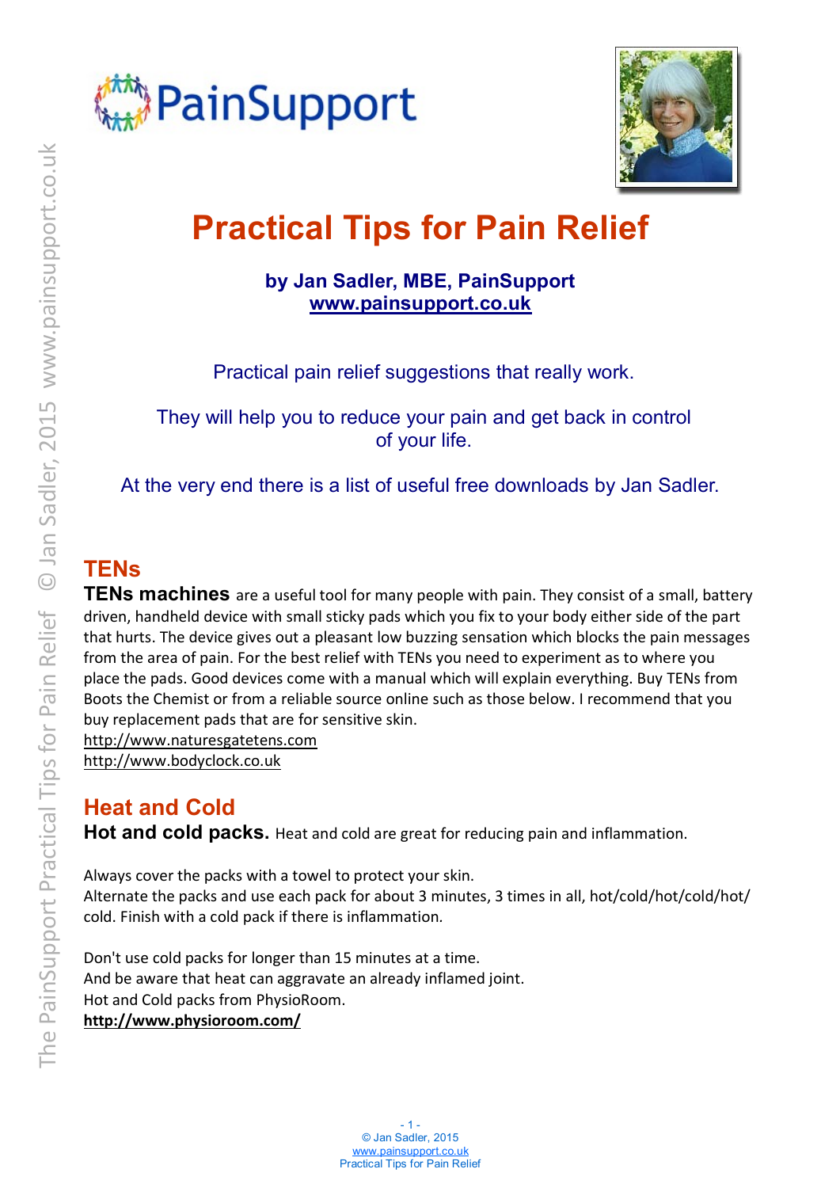PainSupport

# Practical Tips for Pain Relief

**by Jan Sadler, MBE, PainSupport**
**www.painsupport.co.uk**

Practical pain relief suggestions that really work.

They will help you to reduce your pain and get back in control of your life.

At the very end there is a list of useful free downloads by Jan Sadler.

## TENs

**TENs machines** are a useful tool for many people with pain. They consist of a small, battery driven, handheld device with small sticky pads which you fix to your body either side of the part that hurts. The device gives out a pleasant low buzzing sensation which blocks the pain messages from the area of pain. For the best relief with TENs you need to experiment as to where you place the pads. Good devices come with a manual which will explain everything. Buy TENs from Boots the Chemist or from a reliable source online such as those below. I recommend that you buy replacement pads that are for sensitive skin.
http://www.naturesgatetens.com
http://www.bodyclock.co.uk

## Heat and Cold

**Hot and cold packs.** Heat and cold are great for reducing pain and inflammation.

Always cover the packs with a towel to protect your skin.
Alternate the packs and use each pack for about 3 minutes, 3 times in all, hot/cold/hot/cold/hot/cold. Finish with a cold pack if there is inflammation.

Don't use cold packs for longer than 15 minutes at a time.
And be aware that heat can aggravate an already inflamed joint.
Hot and Cold packs from PhysioRoom.
**http://www.physioroom.com/**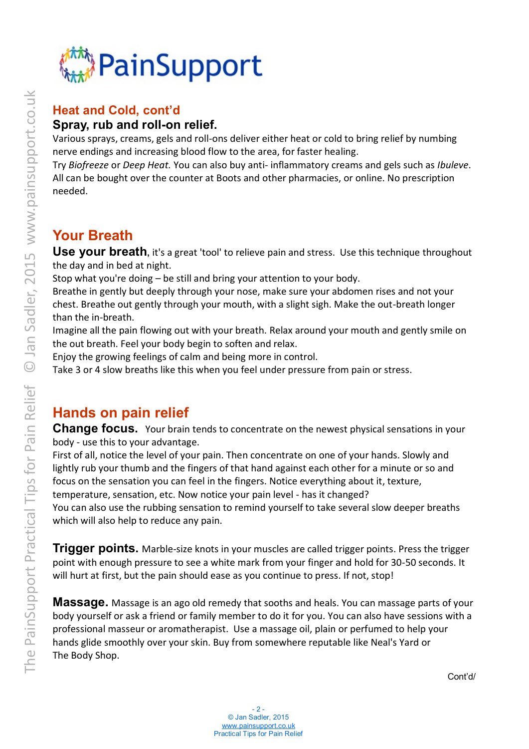## Heat and Cold, cont'd

### Spray, rub and roll-on relief.

Various sprays, creams, gels and roll-ons deliver either heat or cold to bring relief by numbing nerve endings and increasing blood flow to the area, for faster healing.
Try *Biofreeze* or *Deep Heat.* You can also buy anti- inflammatory creams and gels such as *Ibuleve*. All can be bought over the counter at Boots and other pharmacies, or online. No prescription needed.

## Your Breath

**Use your breath**, it's a great 'tool' to relieve pain and stress. Use this technique throughout the day and in bed at night.
Stop what you're doing – be still and bring your attention to your body.
Breathe in gently but deeply through your nose, make sure your abdomen rises and not your chest. Breathe out gently through your mouth, with a slight sigh. Make the out-breath longer than the in-breath.
Imagine all the pain flowing out with your breath. Relax around your mouth and gently smile on the out breath. Feel your body begin to soften and relax.
Enjoy the growing feelings of calm and being more in control.
Take 3 or 4 slow breaths like this when you feel under pressure from pain or stress.

## Hands on pain relief

**Change focus.** Your brain tends to concentrate on the newest physical sensations in your body - use this to your advantage.
First of all, notice the level of your pain. Then concentrate on one of your hands. Slowly and lightly rub your thumb and the fingers of that hand against each other for a minute or so and focus on the sensation you can feel in the fingers. Notice everything about it, texture, temperature, sensation, etc. Now notice your pain level - has it changed?
You can also use the rubbing sensation to remind yourself to take several slow deeper breaths which will also help to reduce any pain.

**Trigger points.** Marble-size knots in your muscles are called trigger points. Press the trigger point with enough pressure to see a white mark from your finger and hold for 30-50 seconds. It will hurt at first, but the pain should ease as you continue to press. If not, stop!

**Massage.** Massage is an ago old remedy that sooths and heals. You can massage parts of your body yourself or ask a friend or family member to do it for you. You can also have sessions with a professional masseur or aromatherapist. Use a massage oil, plain or perfumed to help your hands glide smoothly over your skin. Buy from somewhere reputable like Neal's Yard or The Body Shop.

Cont'd/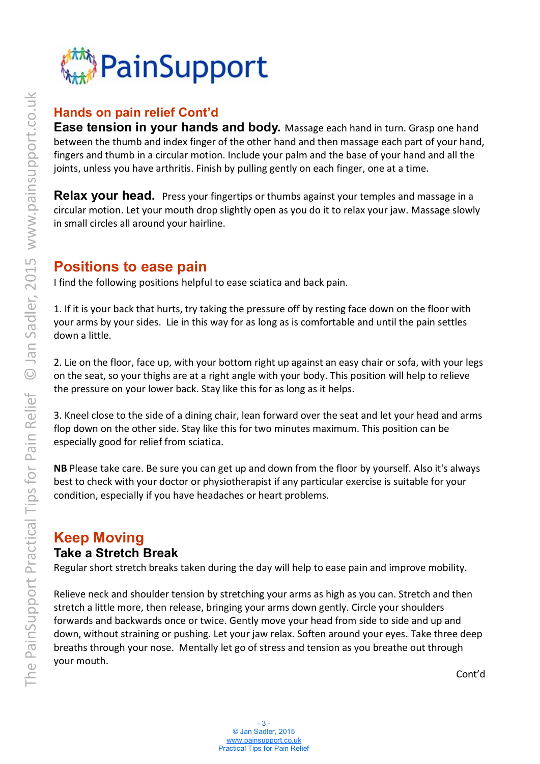## Hands on pain relief Cont'd

**Ease tension in your hands and body.** Massage each hand in turn. Grasp one hand between the thumb and index finger of the other hand and then massage each part of your hand, fingers and thumb in a circular motion. Include your palm and the base of your hand and all the joints, unless you have arthritis. Finish by pulling gently on each finger, one at a time.

**Relax your head.** Press your fingertips or thumbs against your temples and massage in a circular motion. Let your mouth drop slightly open as you do it to relax your jaw. Massage slowly in small circles all around your hairline.

# Positions to ease pain

I find the following positions helpful to ease sciatica and back pain.

1. If it is your back that hurts, try taking the pressure off by resting face down on the floor with your arms by your sides. Lie in this way for as long as is comfortable and until the pain settles down a little.

2. Lie on the floor, face up, with your bottom right up against an easy chair or sofa, with your legs on the seat, so your thighs are at a right angle with your body. This position will help to relieve the pressure on your lower back. Stay like this for as long as it helps.

3. Kneel close to the side of a dining chair, lean forward over the seat and let your head and arms flop down on the other side. Stay like this for two minutes maximum. This position can be especially good for relief from sciatica.

**NB** Please take care. Be sure you can get up and down from the floor by yourself. Also it's always best to check with your doctor or physiotherapist if any particular exercise is suitable for your condition, especially if you have headaches or heart problems.

# Keep Moving

## Take a Stretch Break

Regular short stretch breaks taken during the day will help to ease pain and improve mobility.

Relieve neck and shoulder tension by stretching your arms as high as you can. Stretch and then stretch a little more, then release, bringing your arms down gently. Circle your shoulders forwards and backwards once or twice. Gently move your head from side to side and up and down, without straining or pushing. Let your jaw relax. Soften around your eyes. Take three deep breaths through your nose. Mentally let go of stress and tension as you breathe out through your mouth.

Cont'd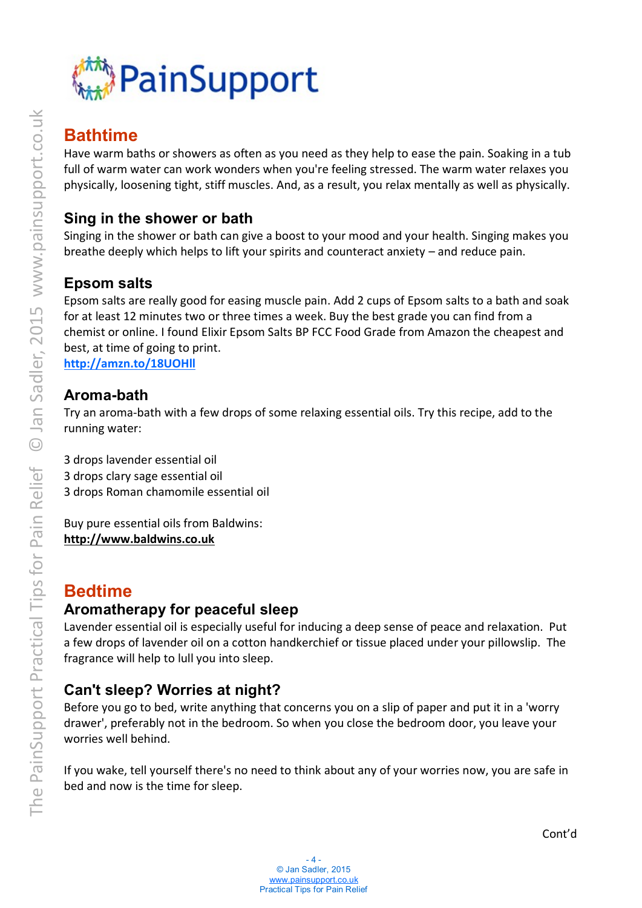PainSupport

## Bathtime

Have warm baths or showers as often as you need as they help to ease the pain. Soaking in a tub full of warm water can work wonders when you're feeling stressed. The warm water relaxes you physically, loosening tight, stiff muscles. And, as a result, you relax mentally as well as physically.

### Sing in the shower or bath

Singing in the shower or bath can give a boost to your mood and your health. Singing makes you breathe deeply which helps to lift your spirits and counteract anxiety – and reduce pain.

### Epsom salts

Epsom salts are really good for easing muscle pain. Add 2 cups of Epsom salts to a bath and soak for at least 12 minutes two or three times a week. Buy the best grade you can find from a chemist or online. I found Elixir Epsom Salts BP FCC Food Grade from Amazon the cheapest and best, at time of going to print.
**http://amzn.to/18UOHll**

### Aroma-bath

Try an aroma-bath with a few drops of some relaxing essential oils. Try this recipe, add to the running water:

3 drops lavender essential oil
3 drops clary sage essential oil
3 drops Roman chamomile essential oil

Buy pure essential oils from Baldwins:
**http://www.baldwins.co.uk**

## Bedtime

### Aromatherapy for peaceful sleep

Lavender essential oil is especially useful for inducing a deep sense of peace and relaxation. Put a few drops of lavender oil on a cotton handkerchief or tissue placed under your pillowslip. The fragrance will help to lull you into sleep.

### Can't sleep? Worries at night?

Before you go to bed, write anything that concerns you on a slip of paper and put it in a 'worry drawer', preferably not in the bedroom. So when you close the bedroom door, you leave your worries well behind.

If you wake, tell yourself there's no need to think about any of your worries now, you are safe in bed and now is the time for sleep.

Cont'd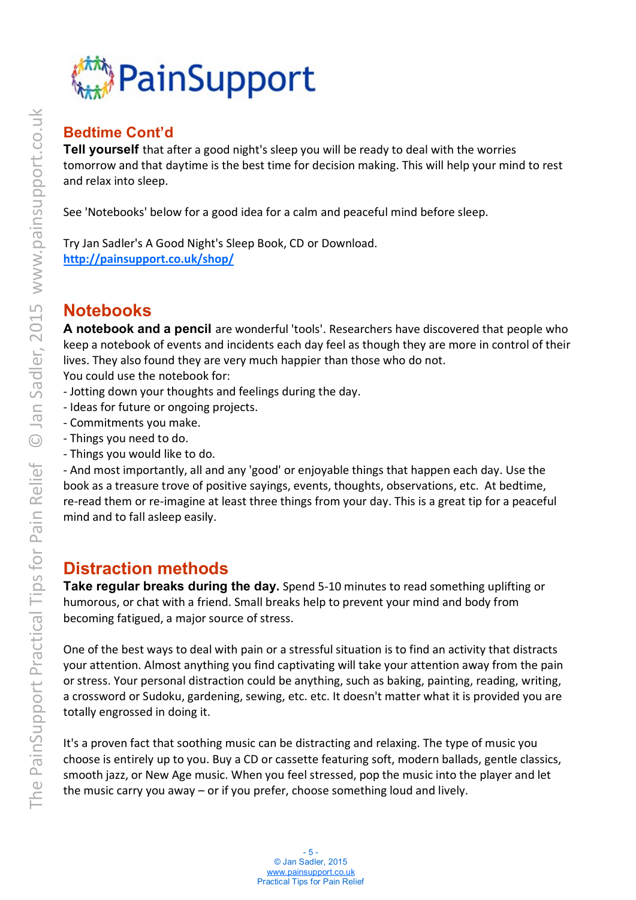## Bedtime Cont'd

**Tell yourself** that after a good night's sleep you will be ready to deal with the worries tomorrow and that daytime is the best time for decision making. This will help your mind to rest and relax into sleep.

See 'Notebooks' below for a good idea for a calm and peaceful mind before sleep.

Try Jan Sadler's A Good Night's Sleep Book, CD or Download.
http://painsupport.co.uk/shop/

## Notebooks

**A notebook and a pencil** are wonderful 'tools'. Researchers have discovered that people who keep a notebook of events and incidents each day feel as though they are more in control of their lives. They also found they are very much happier than those who do not.
You could use the notebook for:
- Jotting down your thoughts and feelings during the day.
- Ideas for future or ongoing projects.
- Commitments you make.
- Things you need to do.
- Things you would like to do.
- And most importantly, all and any 'good' or enjoyable things that happen each day. Use the book as a treasure trove of positive sayings, events, thoughts, observations, etc. At bedtime, re-read them or re-imagine at least three things from your day. This is a great tip for a peaceful mind and to fall asleep easily.

## Distraction methods

**Take regular breaks during the day.** Spend 5-10 minutes to read something uplifting or humorous, or chat with a friend. Small breaks help to prevent your mind and body from becoming fatigued, a major source of stress.

One of the best ways to deal with pain or a stressful situation is to find an activity that distracts your attention. Almost anything you find captivating will take your attention away from the pain or stress. Your personal distraction could be anything, such as baking, painting, reading, writing, a crossword or Sudoku, gardening, sewing, etc. etc. It doesn't matter what it is provided you are totally engrossed in doing it.

It's a proven fact that soothing music can be distracting and relaxing. The type of music you choose is entirely up to you. Buy a CD or cassette featuring soft, modern ballads, gentle classics, smooth jazz, or New Age music. When you feel stressed, pop the music into the player and let the music carry you away – or if you prefer, choose something loud and lively.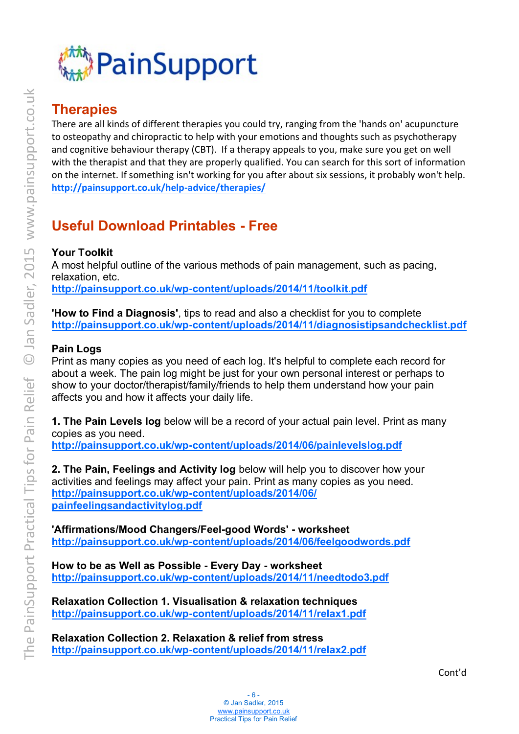## Therapies

There are all kinds of different therapies you could try, ranging from the 'hands on' acupuncture to osteopathy and chiropractic to help with your emotions and thoughts such as psychotherapy and cognitive behaviour therapy (CBT). If a therapy appeals to you, make sure you get on well with the therapist and that they are properly qualified. You can search for this sort of information on the internet. If something isn't working for you after about six sessions, it probably won't help.
http://painsupport.co.uk/help-advice/therapies/

## Useful Download Printables - Free

**Your Toolkit**
A most helpful outline of the various methods of pain management, such as pacing, relaxation, etc.
http://painsupport.co.uk/wp-content/uploads/2014/11/toolkit.pdf

**'How to Find a Diagnosis'**, tips to read and also a checklist for you to complete
http://painsupport.co.uk/wp-content/uploads/2014/11/diagnosistipsandchecklist.pdf

**Pain Logs**
Print as many copies as you need of each log. It's helpful to complete each record for about a week. The pain log might be just for your own personal interest or perhaps to show to your doctor/therapist/family/friends to help them understand how your pain affects you and how it affects your daily life.

**1. The Pain Levels log** below will be a record of your actual pain level. Print as many copies as you need.
http://painsupport.co.uk/wp-content/uploads/2014/06/painlevelslog.pdf

**2. The Pain, Feelings and Activity log** below will help you to discover how your activities and feelings may affect your pain. Print as many copies as you need.
http://painsupport.co.uk/wp-content/uploads/2014/06/painfeelingsandactivitylog.pdf

**'Affirmations/Mood Changers/Feel-good Words' - worksheet**
http://painsupport.co.uk/wp-content/uploads/2014/06/feelgoodwords.pdf

**How to be as Well as Possible - Every Day - worksheet**
http://painsupport.co.uk/wp-content/uploads/2014/11/needtodo3.pdf

**Relaxation Collection 1. Visualisation & relaxation techniques**
http://painsupport.co.uk/wp-content/uploads/2014/11/relax1.pdf

**Relaxation Collection 2. Relaxation & relief from stress**
http://painsupport.co.uk/wp-content/uploads/2014/11/relax2.pdf

Cont'd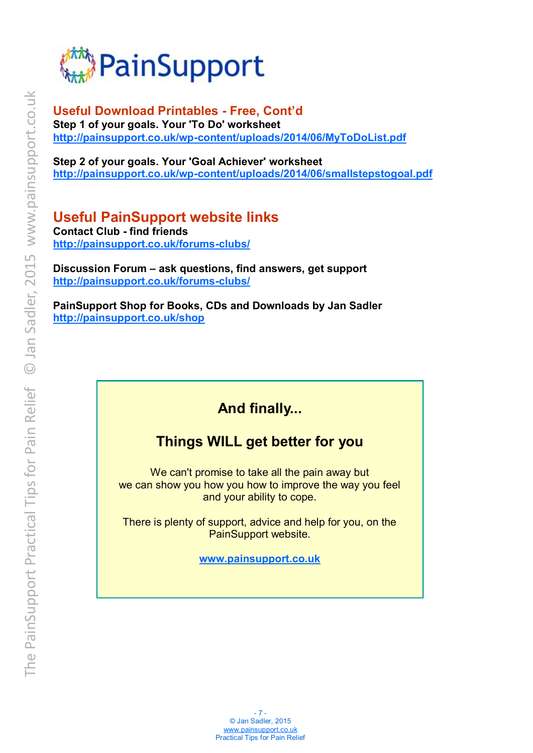PainSupport

## Useful Download Printables - Free, Cont'd

**Step 1 of your goals. Your 'To Do' worksheet**
http://painsupport.co.uk/wp-content/uploads/2014/06/MyToDoList.pdf

**Step 2 of your goals. Your 'Goal Achiever' worksheet**
http://painsupport.co.uk/wp-content/uploads/2014/06/smallstepstogoal.pdf

## Useful PainSupport website links

**Contact Club - find friends**
http://painsupport.co.uk/forums-clubs/

**Discussion Forum – ask questions, find answers, get support**
http://painsupport.co.uk/forums-clubs/

**PainSupport Shop for Books, CDs and Downloads by Jan Sadler**
http://painsupport.co.uk/shop

### And finally...

### Things WILL get better for you

We can't promise to take all the pain away but
we can show you how you how to improve the way you feel
and your ability to cope.

There is plenty of support, advice and help for you, on the
PainSupport website.

www.painsupport.co.uk